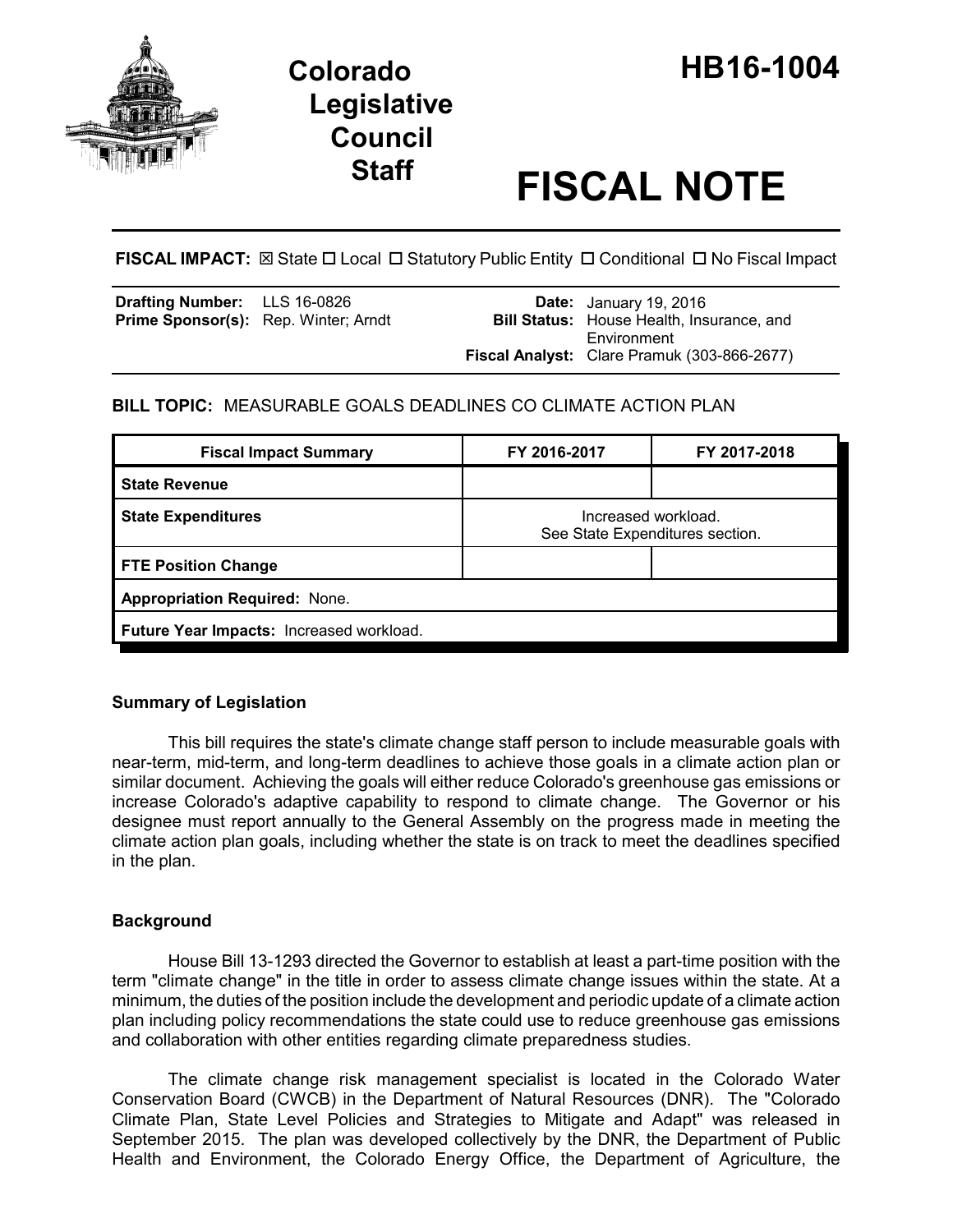# Colorado Legislative Council Staff

# HB16-1004

# FISCAL NOTE

**FISCAL IMPACT:** ☒ State ☐ Local ☐ Statutory Public Entity ☐ Conditional ☐ No Fiscal Impact

| | | | |
|---|---|---|---|
| **Drafting Number:** | LLS 16-0826 | **Date:** | January 19, 2016 |
| **Prime Sponsor(s):** | Rep. Winter; Arndt | **Bill Status:** | House Health, Insurance, and Environment |
| | | **Fiscal Analyst:** | Clare Pramuk (303-866-2677) |

**BILL TOPIC:** MEASURABLE GOALS DEADLINES CO CLIMATE ACTION PLAN

| Fiscal Impact Summary | FY 2016-2017 | FY 2017-2018 |
|---|---|---|
| **State Revenue** | | |
| **State Expenditures** | Increased workload. See State Expenditures section. | |
| **FTE Position Change** | | |
| **Appropriation Required:** None. | | |
| **Future Year Impacts:** Increased workload. | | |

## Summary of Legislation

This bill requires the state's climate change staff person to include measurable goals with near-term, mid-term, and long-term deadlines to achieve those goals in a climate action plan or similar document. Achieving the goals will either reduce Colorado's greenhouse gas emissions or increase Colorado's adaptive capability to respond to climate change. The Governor or his designee must report annually to the General Assembly on the progress made in meeting the climate action plan goals, including whether the state is on track to meet the deadlines specified in the plan.

## Background

House Bill 13-1293 directed the Governor to establish at least a part-time position with the term "climate change" in the title in order to assess climate change issues within the state. At a minimum, the duties of the position include the development and periodic update of a climate action plan including policy recommendations the state could use to reduce greenhouse gas emissions and collaboration with other entities regarding climate preparedness studies.

The climate change risk management specialist is located in the Colorado Water Conservation Board (CWCB) in the Department of Natural Resources (DNR). The "Colorado Climate Plan, State Level Policies and Strategies to Mitigate and Adapt" was released in September 2015. The plan was developed collectively by the DNR, the Department of Public Health and Environment, the Colorado Energy Office, the Department of Agriculture, the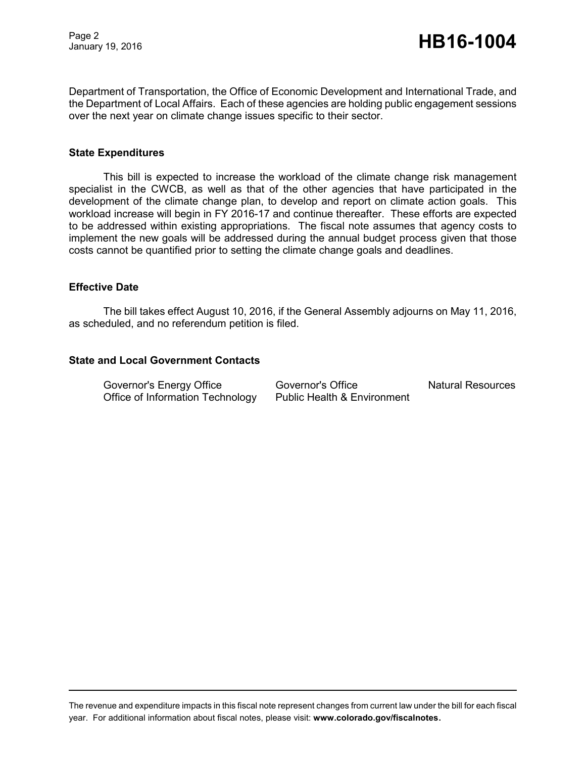Department of Transportation, the Office of Economic Development and International Trade, and the Department of Local Affairs. Each of these agencies are holding public engagement sessions over the next year on climate change issues specific to their sector.

**State Expenditures**

This bill is expected to increase the workload of the climate change risk management specialist in the CWCB, as well as that of the other agencies that have participated in the development of the climate change plan, to develop and report on climate action goals. This workload increase will begin in FY 2016-17 and continue thereafter. These efforts are expected to be addressed within existing appropriations. The fiscal note assumes that agency costs to implement the new goals will be addressed during the annual budget process given that those costs cannot be quantified prior to setting the climate change goals and deadlines.

**Effective Date**

The bill takes effect August 10, 2016, if the General Assembly adjourns on May 11, 2016, as scheduled, and no referendum petition is filed.

**State and Local Government Contacts**

| | | |
|---|---|---|
| Governor's Energy Office | Governor's Office | Natural Resources |
| Office of Information Technology | Public Health & Environment | |

The revenue and expenditure impacts in this fiscal note represent changes from current law under the bill for each fiscal year. For additional information about fiscal notes, please visit: **www.colorado.gov/fiscalnotes.**